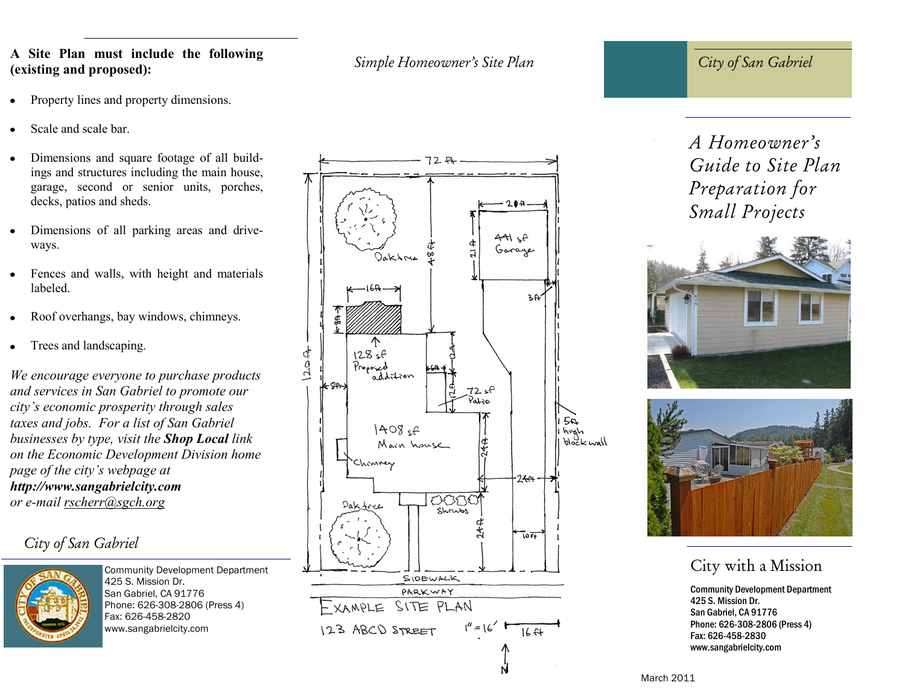**A Site Plan must include the following (existing and proposed):**

- Property lines and property dimensions.
- Scale and scale bar.
- Dimensions and square footage of all buildings and structures including the main house, garage, second or senior units, porches, decks, patios and sheds.
- Dimensions of all parking areas and driveways.
- Fences and walls, with height and materials labeled.
- Roof overhangs, bay windows, chimneys.
- Trees and landscaping.

*We encourage everyone to purchase products and services in San Gabriel to promote our city's economic prosperity through sales taxes and jobs. For a list of San Gabriel businesses by type, visit the **Shop Local** link on the Economic Development Division home page of the city's webpage at **http://www.sangabrielcity.com** or e-mail rscherr@sgch.org*

*City of San Gabriel*

Community Development Department
425 S. Mission Dr.
San Gabriel, CA 91776
Phone: 626-308-2806 (Press 4)
Fax: 626-458-2820
www.sangabrielcity.com

*Simple Homeowner's Site Plan*

72 ft | 120 ft | 20 ft | 21 ft | 441 sf Garage | Oak tree | 48 ft | 3 ft | 16 ft | 8 ft | 128 sf Proposed addition | 6 ft | 12 ft | 12 ft | 72 sf Patio | 8 ft | 1408 sf Main house | Chimney | 24 ft | 24 ft | 5 ft high block wall | Oak tree | Shrubs | 24 ft | 10 ft | SIDEWALK | PARKWAY

EXAMPLE SITE PLAN
123 ABCD STREET 1" = 16' 16 ft
N

*City of San Gabriel*

# *A Homeowner's Guide to Site Plan Preparation for Small Projects*

## City with a Mission

**Community Development Department**
**425 S. Mission Dr.**
**San Gabriel, CA 91776**
**Phone: 626-308-2806 (Press 4)**
**Fax: 626-458-2830**
**www.sangabrielcity.com**

March 2011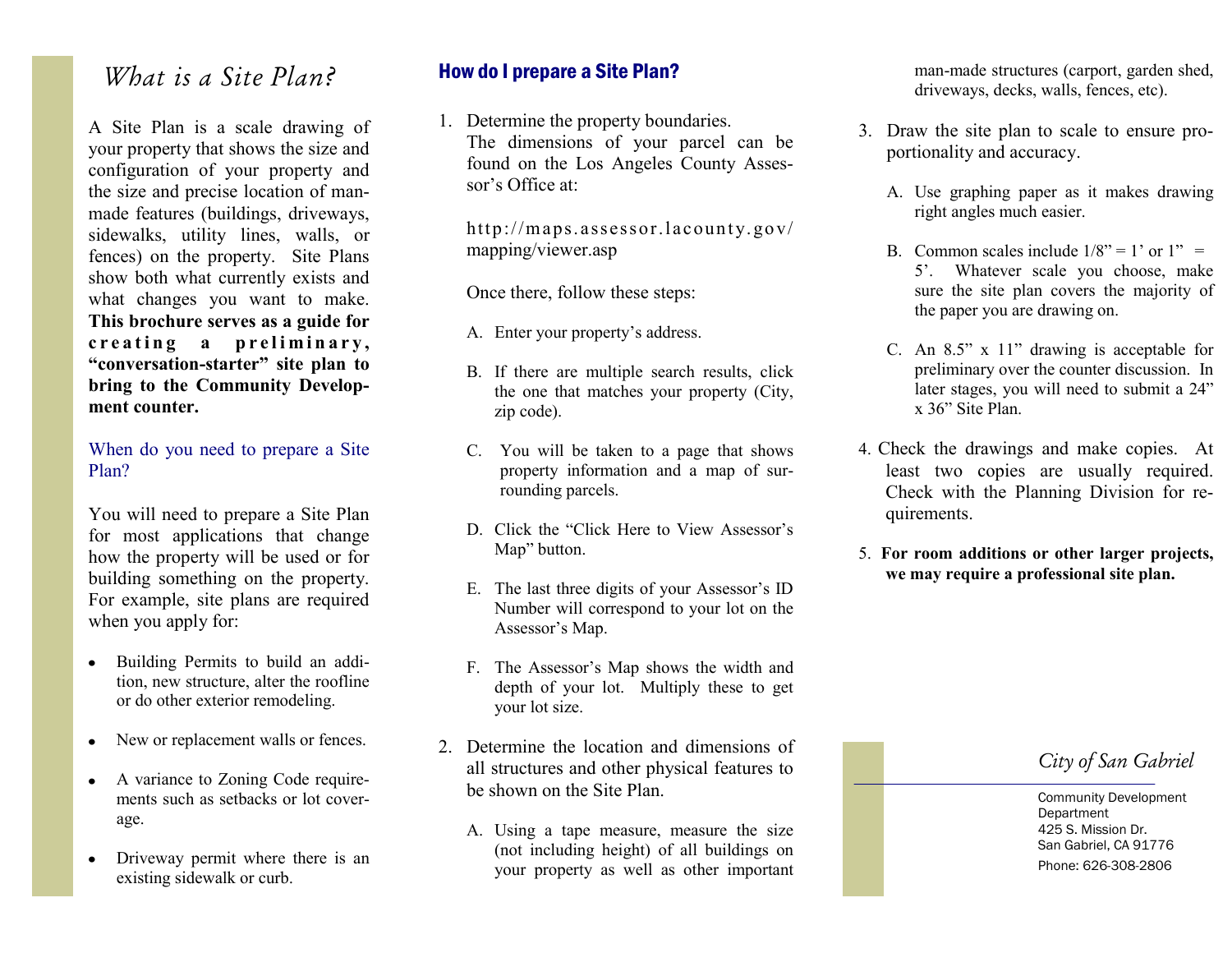# *What is a Site Plan?*

A Site Plan is a scale drawing of your property that shows the size and configuration of your property and the size and precise location of man-made features (buildings, driveways, sidewalks, utility lines, walls, or fences) on the property. Site Plans show both what currently exists and what changes you want to make. **This brochure serves as a guide for creating a preliminary, "conversation-starter" site plan to bring to the Community Development counter.**

## When do you need to prepare a Site Plan?

You will need to prepare a Site Plan for most applications that change how the property will be used or for building something on the property. For example, site plans are required when you apply for:

- Building Permits to build an addition, new structure, alter the roofline or do other exterior remodeling.
- New or replacement walls or fences.
- A variance to Zoning Code requirements such as setbacks or lot coverage.
- Driveway permit where there is an existing sidewalk or curb.

## How do I prepare a Site Plan?

1. Determine the property boundaries.
   The dimensions of your parcel can be found on the Los Angeles County Assessor's Office at:

   http://maps.assessor.lacounty.gov/mapping/viewer.asp

   Once there, follow these steps:

   A. Enter your property's address.

   B. If there are multiple search results, click the one that matches your property (City, zip code).

   C. You will be taken to a page that shows property information and a map of surrounding parcels.

   D. Click the "Click Here to View Assessor's Map" button.

   E. The last three digits of your Assessor's ID Number will correspond to your lot on the Assessor's Map.

   F. The Assessor's Map shows the width and depth of your lot. Multiply these to get your lot size.

2. Determine the location and dimensions of all structures and other physical features to be shown on the Site Plan.

   A. Using a tape measure, measure the size (not including height) of all buildings on your property as well as other important man-made structures (carport, garden shed, driveways, decks, walls, fences, etc).

3. Draw the site plan to scale to ensure proportionality and accuracy.

   A. Use graphing paper as it makes drawing right angles much easier.

   B. Common scales include 1/8" = 1' or 1" = 5'. Whatever scale you choose, make sure the site plan covers the majority of the paper you are drawing on.

   C. An 8.5" x 11" drawing is acceptable for preliminary over the counter discussion. In later stages, you will need to submit a 24" x 36" Site Plan.

4. Check the drawings and make copies. At least two copies are usually required. Check with the Planning Division for requirements.

5. **For room additions or other larger projects, we may require a professional site plan.**

*City of San Gabriel*

Community Development Department
425 S. Mission Dr.
San Gabriel, CA 91776
Phone: 626-308-2806